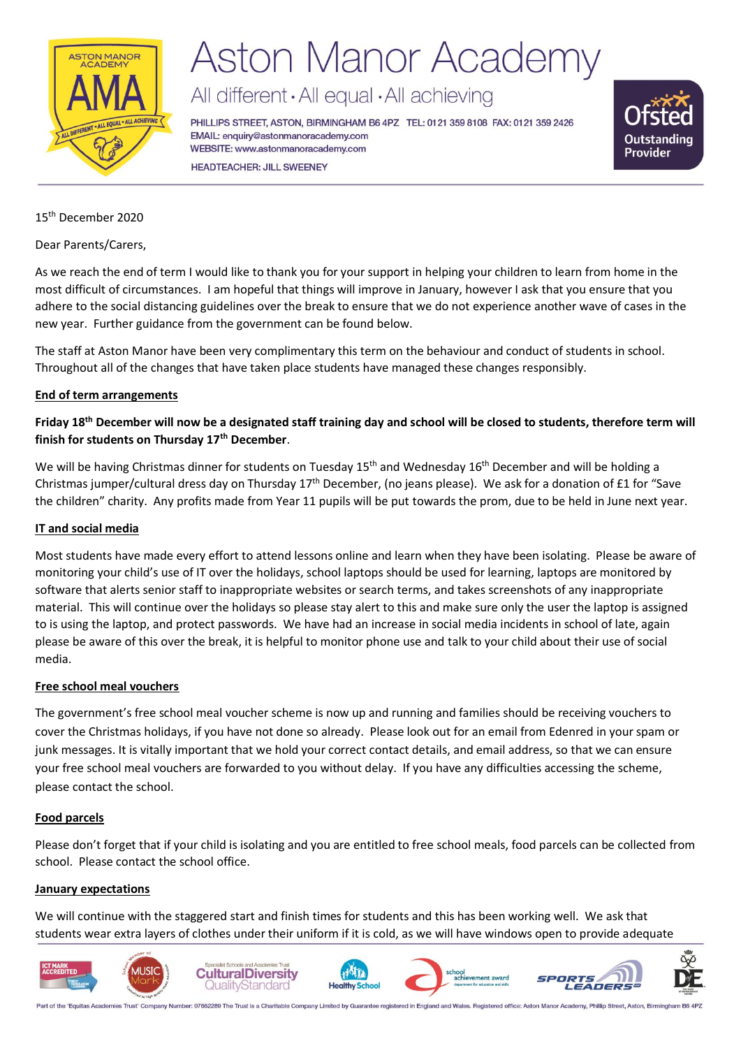# Aston Manor Academy

All different · All equal · All achieving

PHILLIPS STREET, ASTON, BIRMINGHAM B6 4PZ TEL: 0121 359 8108 FAX: 0121 359 2426
EMAIL: enquiry@astonmanoracademy.com
WEBSITE: www.astonmanoracademy.com
HEADTEACHER: JILL SWEENEY

15th December 2020

Dear Parents/Carers,

As we reach the end of term I would like to thank you for your support in helping your children to learn from home in the most difficult of circumstances. I am hopeful that things will improve in January, however I ask that you ensure that you adhere to the social distancing guidelines over the break to ensure that we do not experience another wave of cases in the new year. Further guidance from the government can be found below.

The staff at Aston Manor have been very complimentary this term on the behaviour and conduct of students in school. Throughout all of the changes that have taken place students have managed these changes responsibly.

**End of term arrangements**

**Friday 18th December will now be a designated staff training day and school will be closed to students, therefore term will finish for students on Thursday 17th December**.

We will be having Christmas dinner for students on Tuesday 15th and Wednesday 16th December and will be holding a Christmas jumper/cultural dress day on Thursday 17th December, (no jeans please). We ask for a donation of £1 for "Save the children" charity. Any profits made from Year 11 pupils will be put towards the prom, due to be held in June next year.

**IT and social media**

Most students have made every effort to attend lessons online and learn when they have been isolating. Please be aware of monitoring your child's use of IT over the holidays, school laptops should be used for learning, laptops are monitored by software that alerts senior staff to inappropriate websites or search terms, and takes screenshots of any inappropriate material. This will continue over the holidays so please stay alert to this and make sure only the user the laptop is assigned to is using the laptop, and protect passwords. We have had an increase in social media incidents in school of late, again please be aware of this over the break, it is helpful to monitor phone use and talk to your child about their use of social media.

**Free school meal vouchers**

The government's free school meal voucher scheme is now up and running and families should be receiving vouchers to cover the Christmas holidays, if you have not done so already. Please look out for an email from Edenred in your spam or junk messages. It is vitally important that we hold your correct contact details, and email address, so that we can ensure your free school meal vouchers are forwarded to you without delay. If you have any difficulties accessing the scheme, please contact the school.

**Food parcels**

Please don't forget that if your child is isolating and you are entitled to free school meals, food parcels can be collected from school. Please contact the school office.

**January expectations**

We will continue with the staggered start and finish times for students and this has been working well. We ask that students wear extra layers of clothes under their uniform if it is cold, as we will have windows open to provide adequate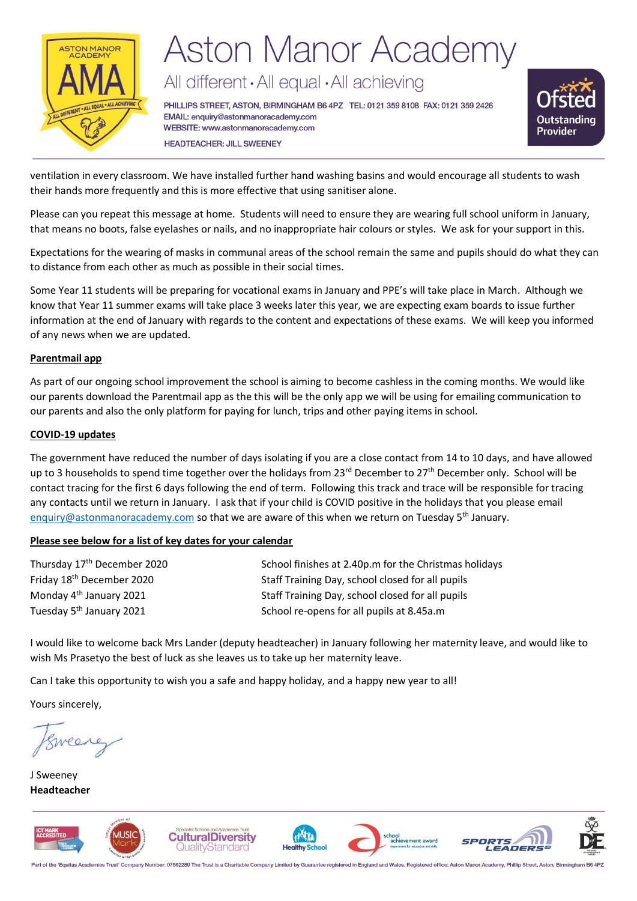# Aston Manor Academy

All different • All equal • All achieving

PHILLIPS STREET, ASTON, BIRMINGHAM B6 4PZ TEL: 0121 359 8108 FAX: 0121 359 2426
EMAIL: enquiry@astonmanoracademy.com
WEBSITE: www.astonmanoracademy.com
HEADTEACHER: JILL SWEENEY

ventilation in every classroom. We have installed further hand washing basins and would encourage all students to wash their hands more frequently and this is more effective that using sanitiser alone.

Please can you repeat this message at home. Students will need to ensure they are wearing full school uniform in January, that means no boots, false eyelashes or nails, and no inappropriate hair colours or styles. We ask for your support in this.

Expectations for the wearing of masks in communal areas of the school remain the same and pupils should do what they can to distance from each other as much as possible in their social times.

Some Year 11 students will be preparing for vocational exams in January and PPE's will take place in March. Although we know that Year 11 summer exams will take place 3 weeks later this year, we are expecting exam boards to issue further information at the end of January with regards to the content and expectations of these exams. We will keep you informed of any news when we are updated.

**Parentmail app**

As part of our ongoing school improvement the school is aiming to become cashless in the coming months. We would like our parents download the Parentmail app as the this will be the only app we will be using for emailing communication to our parents and also the only platform for paying for lunch, trips and other paying items in school.

**COVID-19 updates**

The government have reduced the number of days isolating if you are a close contact from 14 to 10 days, and have allowed up to 3 households to spend time together over the holidays from 23rd December to 27th December only. School will be contact tracing for the first 6 days following the end of term. Following this track and trace will be responsible for tracing any contacts until we return in January. I ask that if your child is COVID positive in the holidays that you please email enquiry@astonmanoracademy.com so that we are aware of this when we return on Tuesday 5th January.

**Please see below for a list of key dates for your calendar**

| | |
|---|---|
| Thursday 17th December 2020 | School finishes at 2.40p.m for the Christmas holidays |
| Friday 18th December 2020 | Staff Training Day, school closed for all pupils |
| Monday 4th January 2021 | Staff Training Day, school closed for all pupils |
| Tuesday 5th January 2021 | School re-opens for all pupils at 8.45a.m |

I would like to welcome back Mrs Lander (deputy headteacher) in January following her maternity leave, and would like to wish Ms Prasetyo the best of luck as she leaves us to take up her maternity leave.

Can I take this opportunity to wish you a safe and happy holiday, and a happy new year to all!

Yours sincerely,

J Sweeney
**Headteacher**

Part of the 'Equitas Academies Trust' Company Number: 07662289 The Trust is a Charitable Company Limited by Guarantee registered in England and Wales. Registered office: Aston Manor Academy, Phillip Street, Aston, Birmingham B6 4PZ